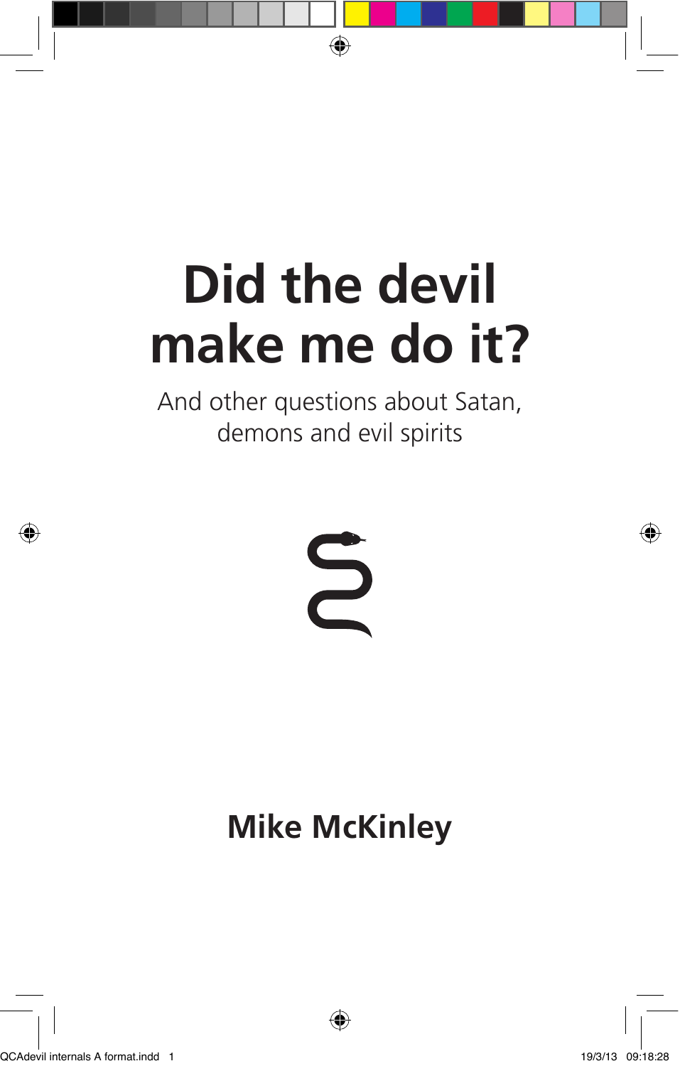# Did the devil make me do it?

And other questions about Satan, demons and evil spirits

**Mike McKinley**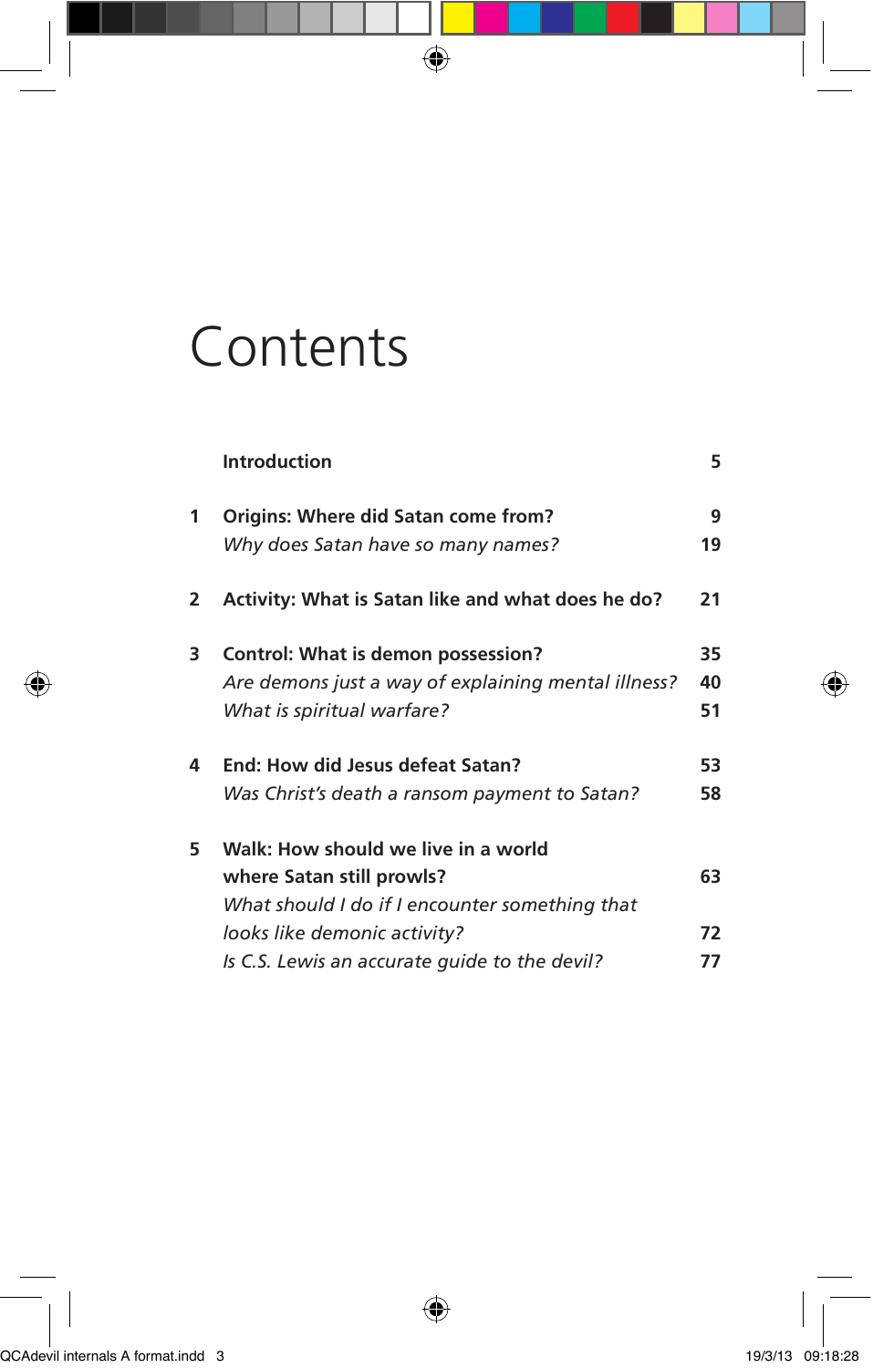# Contents

| | | |
|---|---|---|
| | **Introduction** | **5** |
| **1** | **Origins: Where did Satan come from?** | **9** |
| | *Why does Satan have so many names?* | **19** |
| **2** | **Activity: What is Satan like and what does he do?** | **21** |
| **3** | **Control: What is demon possession?** | **35** |
| | *Are demons just a way of explaining mental illness?* | **40** |
| | *What is spiritual warfare?* | **51** |
| **4** | **End: How did Jesus defeat Satan?** | **53** |
| | *Was Christ's death a ransom payment to Satan?* | **58** |
| **5** | **Walk: How should we live in a world where Satan still prowls?** | **63** |
| | *What should I do if I encounter something that looks like demonic activity?* | **72** |
| | *Is C.S. Lewis an accurate guide to the devil?* | **77** |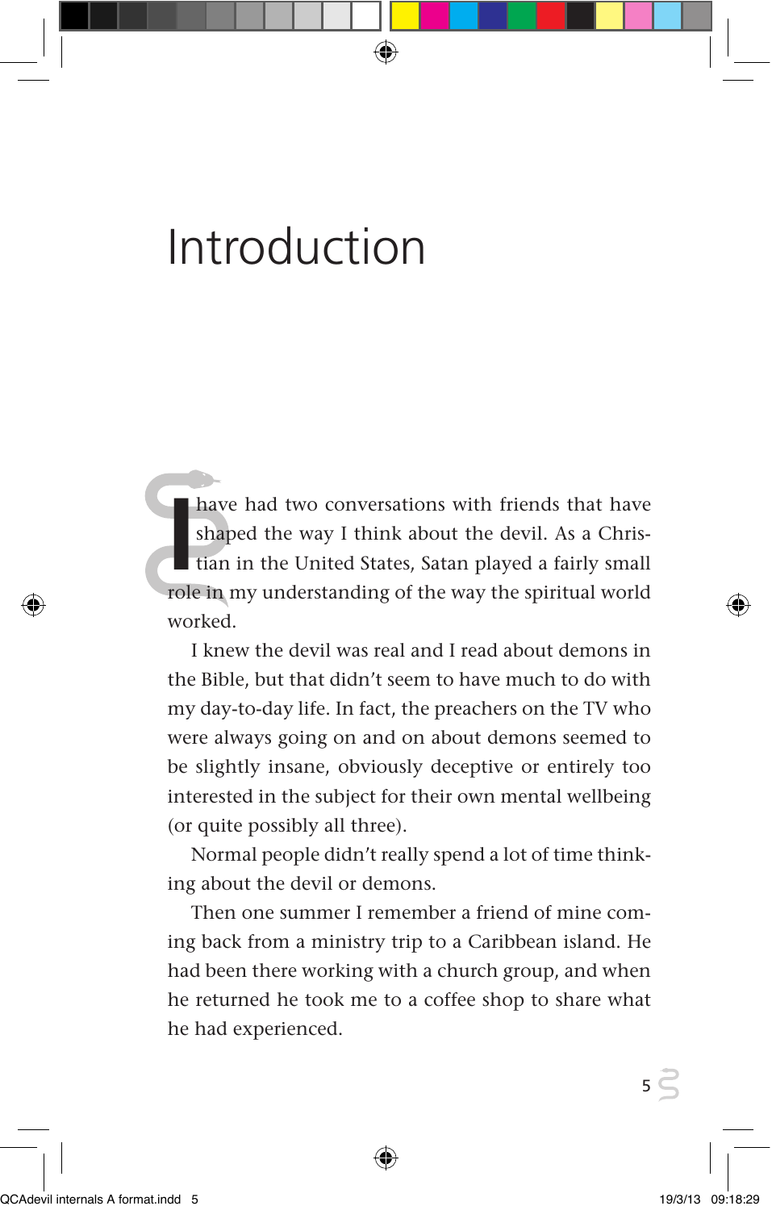# Introduction

I have had two conversations with friends that have shaped the way I think about the devil. As a Christian in the United States, Satan played a fairly small role in my understanding of the way the spiritual world worked.

I knew the devil was real and I read about demons in the Bible, but that didn't seem to have much to do with my day-to-day life. In fact, the preachers on the TV who were always going on and on about demons seemed to be slightly insane, obviously deceptive or entirely too interested in the subject for their own mental wellbeing (or quite possibly all three).

Normal people didn't really spend a lot of time thinking about the devil or demons.

Then one summer I remember a friend of mine coming back from a ministry trip to a Caribbean island. He had been there working with a church group, and when he returned he took me to a coffee shop to share what he had experienced.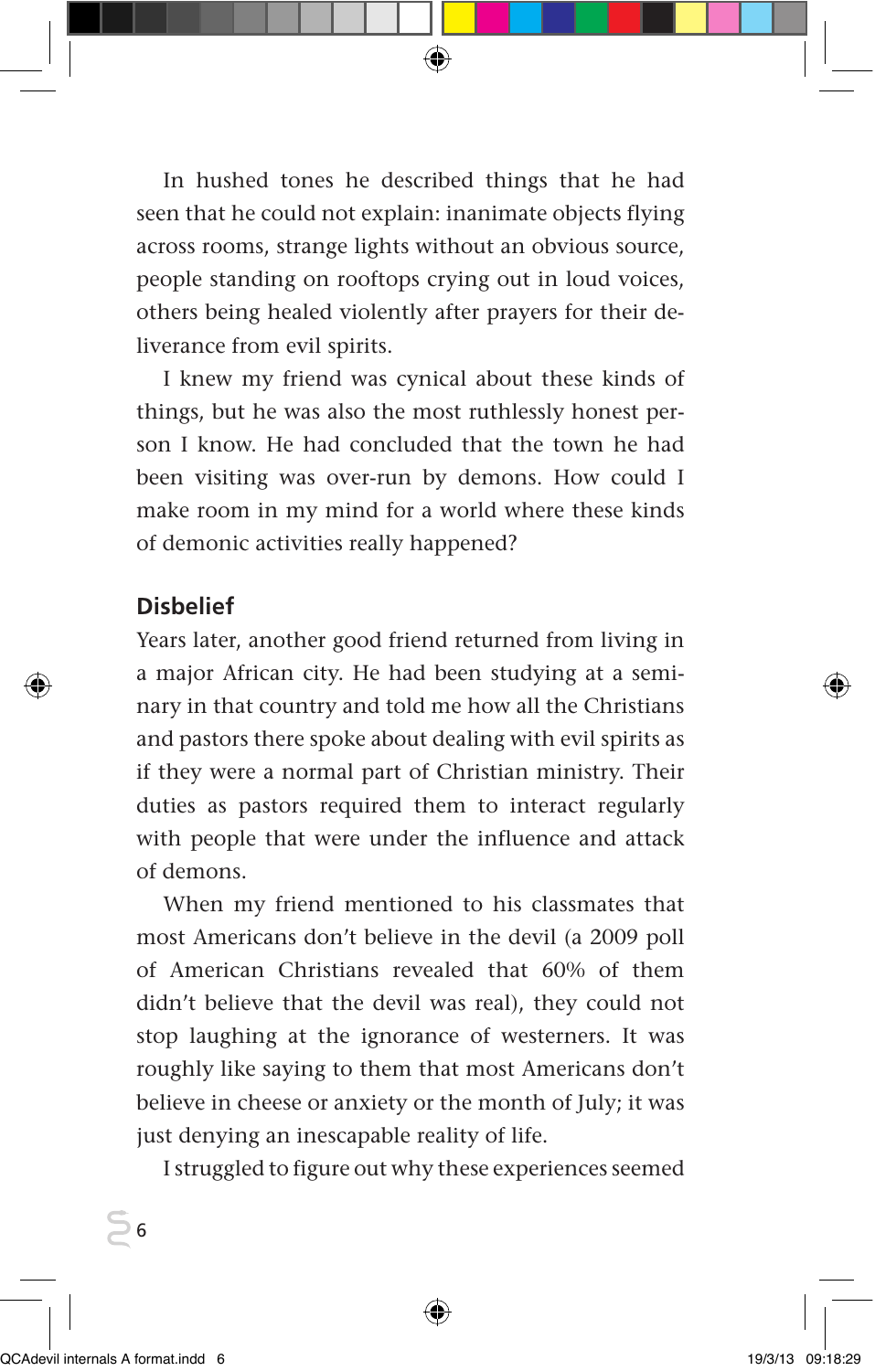In hushed tones he described things that he had seen that he could not explain: inanimate objects flying across rooms, strange lights without an obvious source, people standing on rooftops crying out in loud voices, others being healed violently after prayers for their deliverance from evil spirits.

I knew my friend was cynical about these kinds of things, but he was also the most ruthlessly honest person I know. He had concluded that the town he had been visiting was over-run by demons. How could I make room in my mind for a world where these kinds of demonic activities really happened?

## Disbelief

Years later, another good friend returned from living in a major African city. He had been studying at a seminary in that country and told me how all the Christians and pastors there spoke about dealing with evil spirits as if they were a normal part of Christian ministry. Their duties as pastors required them to interact regularly with people that were under the influence and attack of demons.

When my friend mentioned to his classmates that most Americans don't believe in the devil (a 2009 poll of American Christians revealed that 60% of them didn't believe that the devil was real), they could not stop laughing at the ignorance of westerners. It was roughly like saying to them that most Americans don't believe in cheese or anxiety or the month of July; it was just denying an inescapable reality of life.

I struggled to figure out why these experiences seemed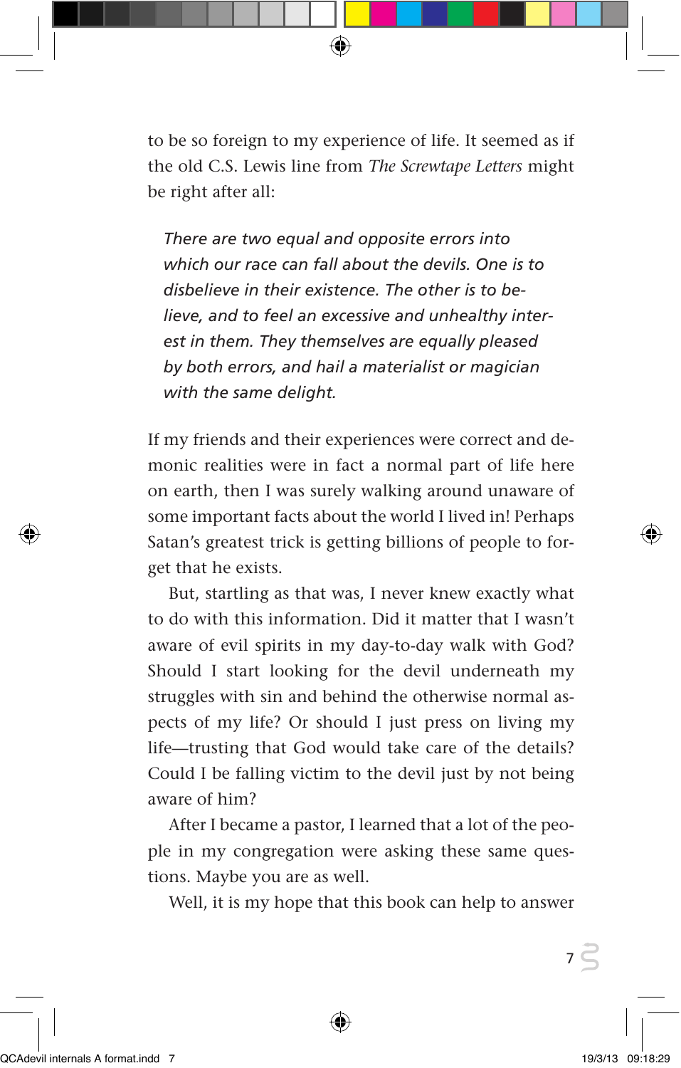to be so foreign to my experience of life. It seemed as if the old C.S. Lewis line from *The Screwtape Letters* might be right after all:

> *There are two equal and opposite errors into which our race can fall about the devils. One is to disbelieve in their existence. The other is to believe, and to feel an excessive and unhealthy interest in them. They themselves are equally pleased by both errors, and hail a materialist or magician with the same delight.*

If my friends and their experiences were correct and demonic realities were in fact a normal part of life here on earth, then I was surely walking around unaware of some important facts about the world I lived in! Perhaps Satan's greatest trick is getting billions of people to forget that he exists.

But, startling as that was, I never knew exactly what to do with this information. Did it matter that I wasn't aware of evil spirits in my day-to-day walk with God? Should I start looking for the devil underneath my struggles with sin and behind the otherwise normal aspects of my life? Or should I just press on living my life—trusting that God would take care of the details? Could I be falling victim to the devil just by not being aware of him?

After I became a pastor, I learned that a lot of the people in my congregation were asking these same questions. Maybe you are as well.

Well, it is my hope that this book can help to answer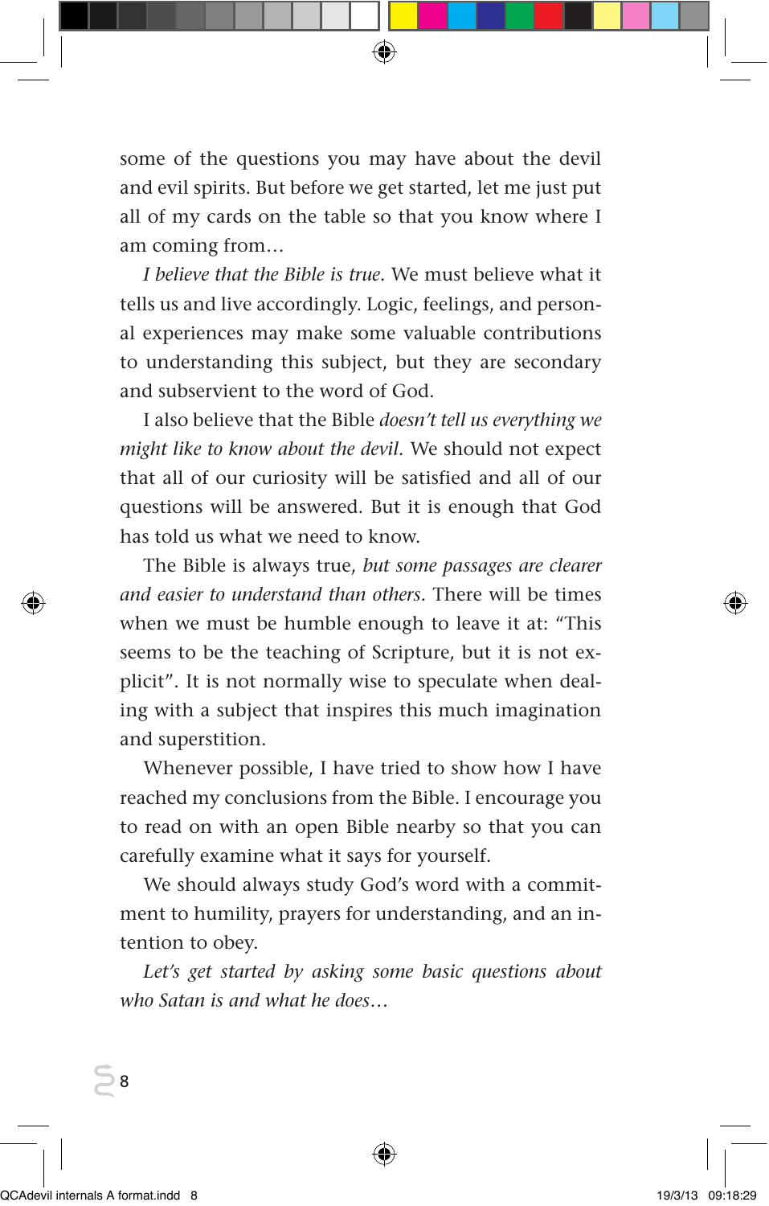some of the questions you may have about the devil and evil spirits. But before we get started, let me just put all of my cards on the table so that you know where I am coming from…

*I believe that the Bible is true*. We must believe what it tells us and live accordingly. Logic, feelings, and personal experiences may make some valuable contributions to understanding this subject, but they are secondary and subservient to the word of God.

I also believe that the Bible *doesn't tell us everything we might like to know about the devil*. We should not expect that all of our curiosity will be satisfied and all of our questions will be answered. But it is enough that God has told us what we need to know.

The Bible is always true, *but some passages are clearer and easier to understand than others*. There will be times when we must be humble enough to leave it at: "This seems to be the teaching of Scripture, but it is not explicit". It is not normally wise to speculate when dealing with a subject that inspires this much imagination and superstition.

Whenever possible, I have tried to show how I have reached my conclusions from the Bible. I encourage you to read on with an open Bible nearby so that you can carefully examine what it says for yourself.

We should always study God's word with a commitment to humility, prayers for understanding, and an intention to obey.

*Let's get started by asking some basic questions about who Satan is and what he does…*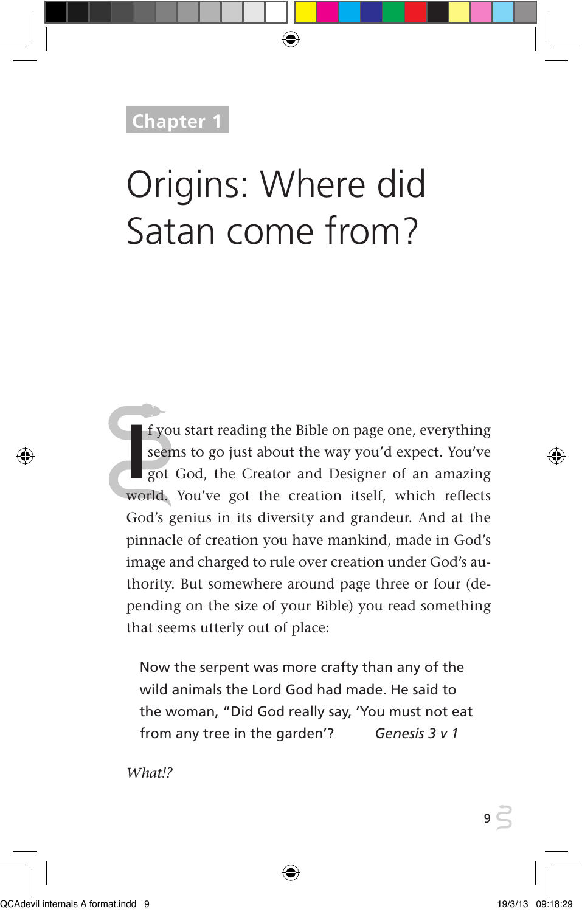Chapter 1

# Origins: Where did Satan come from?

If you start reading the Bible on page one, everything seems to go just about the way you'd expect. You've got God, the Creator and Designer of an amazing world. You've got the creation itself, which reflects God's genius in its diversity and grandeur. And at the pinnacle of creation you have mankind, made in God's image and charged to rule over creation under God's authority. But somewhere around page three or four (depending on the size of your Bible) you read something that seems utterly out of place:

> Now the serpent was more crafty than any of the wild animals the Lord God had made. He said to the woman, "Did God really say, 'You must not eat from any tree in the garden'? *Genesis 3 v 1*

*What!?*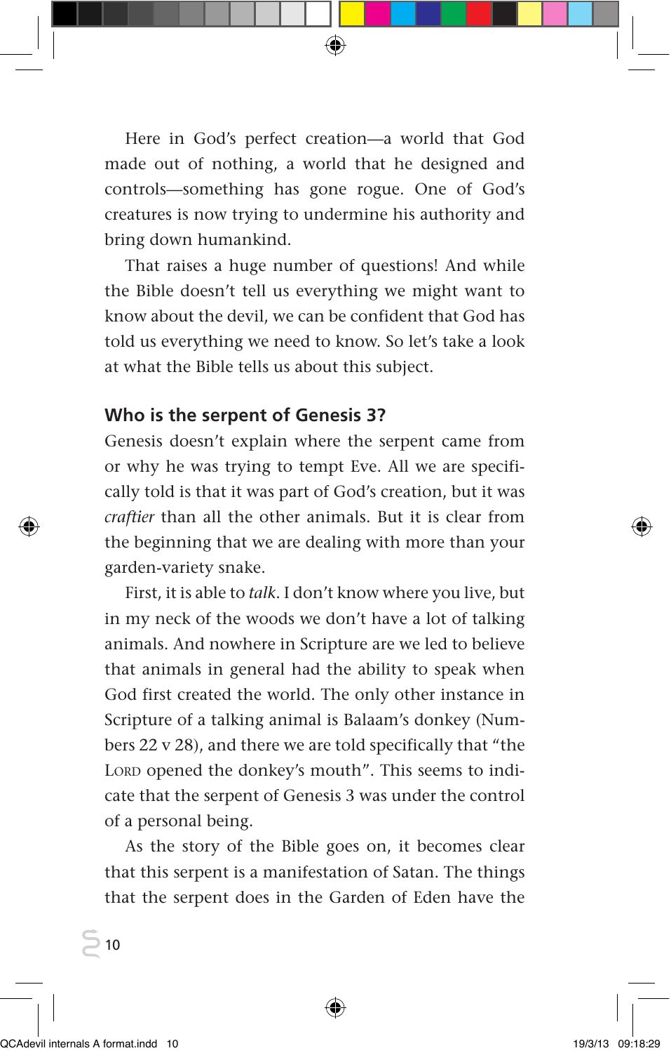Here in God's perfect creation—a world that God made out of nothing, a world that he designed and controls—something has gone rogue. One of God's creatures is now trying to undermine his authority and bring down humankind.

That raises a huge number of questions! And while the Bible doesn't tell us everything we might want to know about the devil, we can be confident that God has told us everything we need to know. So let's take a look at what the Bible tells us about this subject.

## Who is the serpent of Genesis 3?

Genesis doesn't explain where the serpent came from or why he was trying to tempt Eve. All we are specifically told is that it was part of God's creation, but it was *craftier* than all the other animals. But it is clear from the beginning that we are dealing with more than your garden-variety snake.

First, it is able to *talk*. I don't know where you live, but in my neck of the woods we don't have a lot of talking animals. And nowhere in Scripture are we led to believe that animals in general had the ability to speak when God first created the world. The only other instance in Scripture of a talking animal is Balaam's donkey (Numbers 22 v 28), and there we are told specifically that "the LORD opened the donkey's mouth". This seems to indicate that the serpent of Genesis 3 was under the control of a personal being.

As the story of the Bible goes on, it becomes clear that this serpent is a manifestation of Satan. The things that the serpent does in the Garden of Eden have the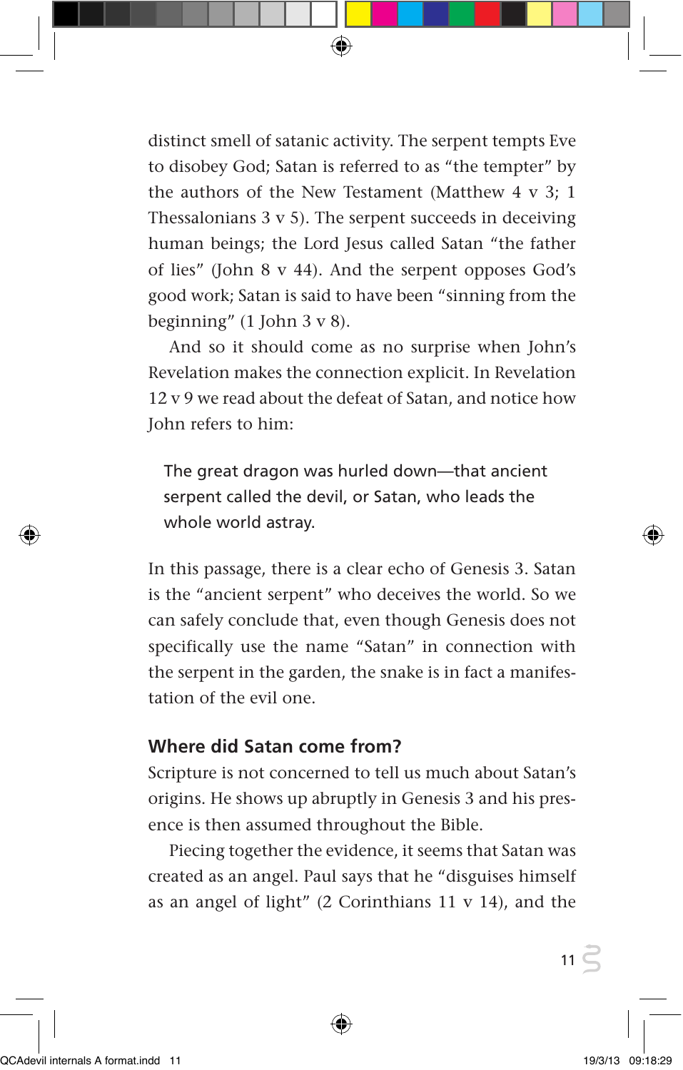distinct smell of satanic activity. The serpent tempts Eve to disobey God; Satan is referred to as "the tempter" by the authors of the New Testament (Matthew 4 v 3; 1 Thessalonians 3 v 5). The serpent succeeds in deceiving human beings; the Lord Jesus called Satan "the father of lies" (John 8 v 44). And the serpent opposes God's good work; Satan is said to have been "sinning from the beginning" (1 John 3 v 8).

And so it should come as no surprise when John's Revelation makes the connection explicit. In Revelation 12 v 9 we read about the defeat of Satan, and notice how John refers to him:

> The great dragon was hurled down—that ancient serpent called the devil, or Satan, who leads the whole world astray.

In this passage, there is a clear echo of Genesis 3. Satan is the "ancient serpent" who deceives the world. So we can safely conclude that, even though Genesis does not specifically use the name "Satan" in connection with the serpent in the garden, the snake is in fact a manifestation of the evil one.

### Where did Satan come from?

Scripture is not concerned to tell us much about Satan's origins. He shows up abruptly in Genesis 3 and his presence is then assumed throughout the Bible.

Piecing together the evidence, it seems that Satan was created as an angel. Paul says that he "disguises himself as an angel of light" (2 Corinthians 11 v 14), and the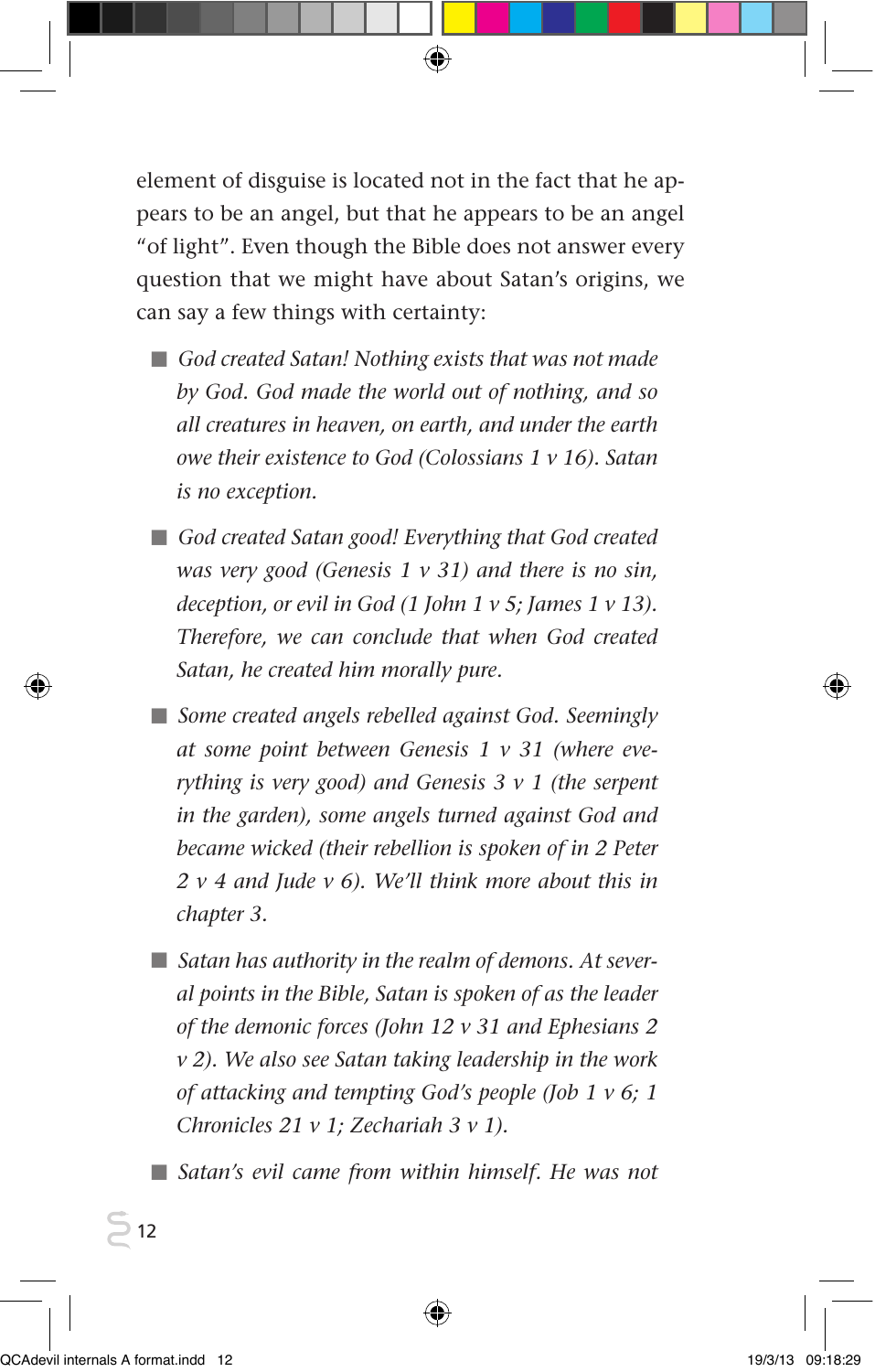element of disguise is located not in the fact that he appears to be an angel, but that he appears to be an angel "of light". Even though the Bible does not answer every question that we might have about Satan's origins, we can say a few things with certainty:

- *God created Satan! Nothing exists that was not made by God. God made the world out of nothing, and so all creatures in heaven, on earth, and under the earth owe their existence to God (Colossians 1 v 16). Satan is no exception.*
- *God created Satan good! Everything that God created was very good (Genesis 1 v 31) and there is no sin, deception, or evil in God (1 John 1 v 5; James 1 v 13). Therefore, we can conclude that when God created Satan, he created him morally pure.*
- *Some created angels rebelled against God. Seemingly at some point between Genesis 1 v 31 (where everything is very good) and Genesis 3 v 1 (the serpent in the garden), some angels turned against God and became wicked (their rebellion is spoken of in 2 Peter 2 v 4 and Jude v 6). We'll think more about this in chapter 3.*
- *Satan has authority in the realm of demons. At several points in the Bible, Satan is spoken of as the leader of the demonic forces (John 12 v 31 and Ephesians 2 v 2). We also see Satan taking leadership in the work of attacking and tempting God's people (Job 1 v 6; 1 Chronicles 21 v 1; Zechariah 3 v 1).*
- *Satan's evil came from within himself. He was not*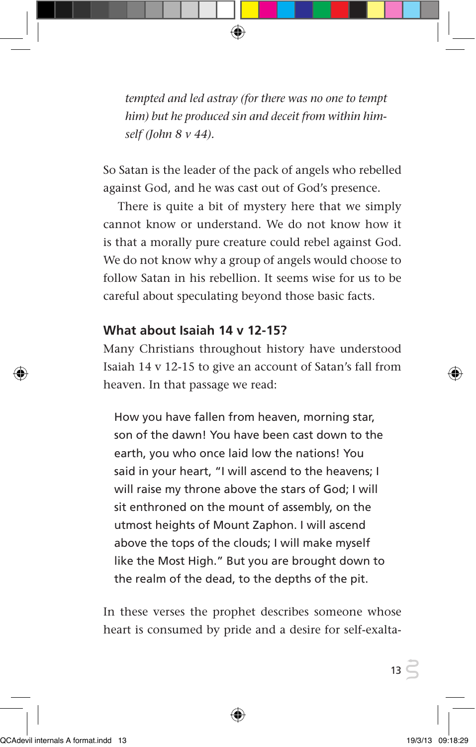*tempted and led astray (for there was no one to tempt him) but he produced sin and deceit from within himself (John 8 v 44).*

So Satan is the leader of the pack of angels who rebelled against God, and he was cast out of God's presence.

There is quite a bit of mystery here that we simply cannot know or understand. We do not know how it is that a morally pure creature could rebel against God. We do not know why a group of angels would choose to follow Satan in his rebellion. It seems wise for us to be careful about speculating beyond those basic facts.

### What about Isaiah 14 v 12-15?

Many Christians throughout history have understood Isaiah 14 v 12-15 to give an account of Satan's fall from heaven. In that passage we read:

> How you have fallen from heaven, morning star, son of the dawn! You have been cast down to the earth, you who once laid low the nations! You said in your heart, "I will ascend to the heavens; I will raise my throne above the stars of God; I will sit enthroned on the mount of assembly, on the utmost heights of Mount Zaphon. I will ascend above the tops of the clouds; I will make myself like the Most High." But you are brought down to the realm of the dead, to the depths of the pit.

In these verses the prophet describes someone whose heart is consumed by pride and a desire for self-exalta-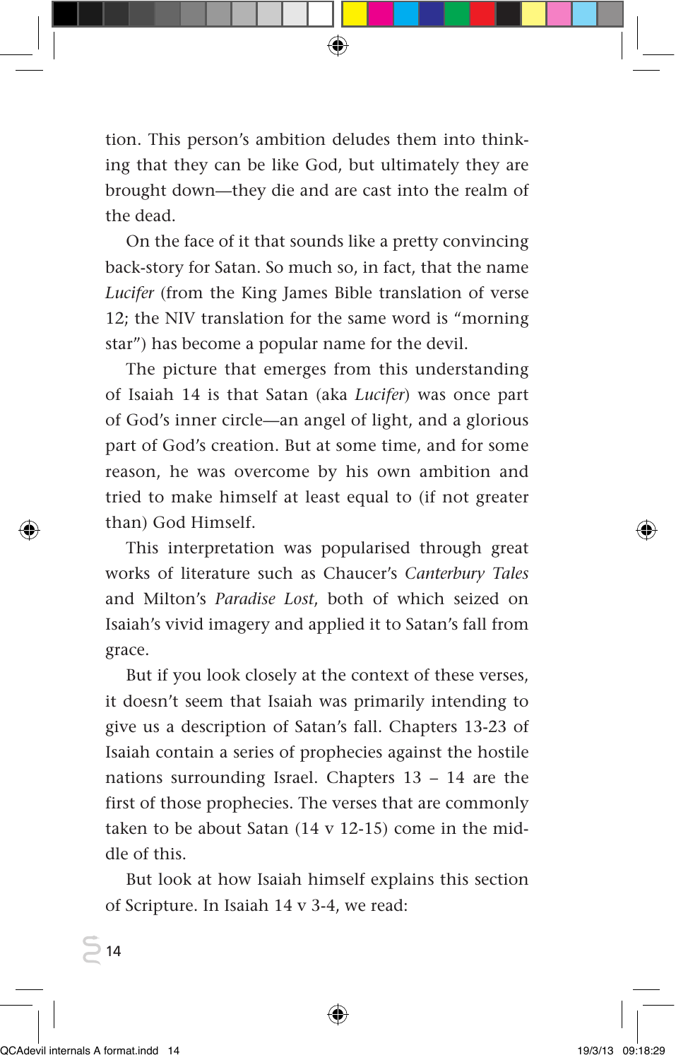tion. This person's ambition deludes them into thinking that they can be like God, but ultimately they are brought down—they die and are cast into the realm of the dead.

On the face of it that sounds like a pretty convincing back-story for Satan. So much so, in fact, that the name *Lucifer* (from the King James Bible translation of verse 12; the NIV translation for the same word is "morning star") has become a popular name for the devil.

The picture that emerges from this understanding of Isaiah 14 is that Satan (aka *Lucifer*) was once part of God's inner circle—an angel of light, and a glorious part of God's creation. But at some time, and for some reason, he was overcome by his own ambition and tried to make himself at least equal to (if not greater than) God Himself.

This interpretation was popularised through great works of literature such as Chaucer's *Canterbury Tales* and Milton's *Paradise Lost*, both of which seized on Isaiah's vivid imagery and applied it to Satan's fall from grace.

But if you look closely at the context of these verses, it doesn't seem that Isaiah was primarily intending to give us a description of Satan's fall. Chapters 13-23 of Isaiah contain a series of prophecies against the hostile nations surrounding Israel. Chapters 13 – 14 are the first of those prophecies. The verses that are commonly taken to be about Satan (14 v 12-15) come in the middle of this.

But look at how Isaiah himself explains this section of Scripture. In Isaiah 14 v 3-4, we read: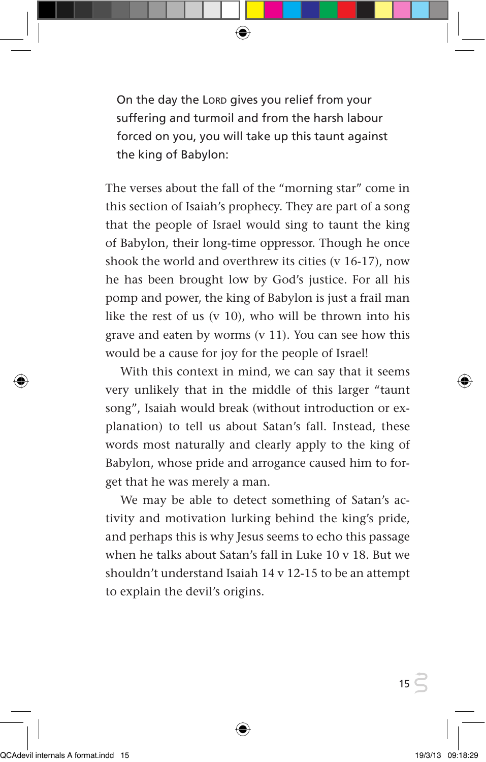> On the day the LORD gives you relief from your suffering and turmoil and from the harsh labour forced on you, you will take up this taunt against the king of Babylon:

The verses about the fall of the "morning star" come in this section of Isaiah's prophecy. They are part of a song that the people of Israel would sing to taunt the king of Babylon, their long-time oppressor. Though he once shook the world and overthrew its cities (v 16-17), now he has been brought low by God's justice. For all his pomp and power, the king of Babylon is just a frail man like the rest of us (v 10), who will be thrown into his grave and eaten by worms (v 11). You can see how this would be a cause for joy for the people of Israel!

With this context in mind, we can say that it seems very unlikely that in the middle of this larger "taunt song", Isaiah would break (without introduction or explanation) to tell us about Satan's fall. Instead, these words most naturally and clearly apply to the king of Babylon, whose pride and arrogance caused him to forget that he was merely a man.

We may be able to detect something of Satan's activity and motivation lurking behind the king's pride, and perhaps this is why Jesus seems to echo this passage when he talks about Satan's fall in Luke 10 v 18. But we shouldn't understand Isaiah 14 v 12-15 to be an attempt to explain the devil's origins.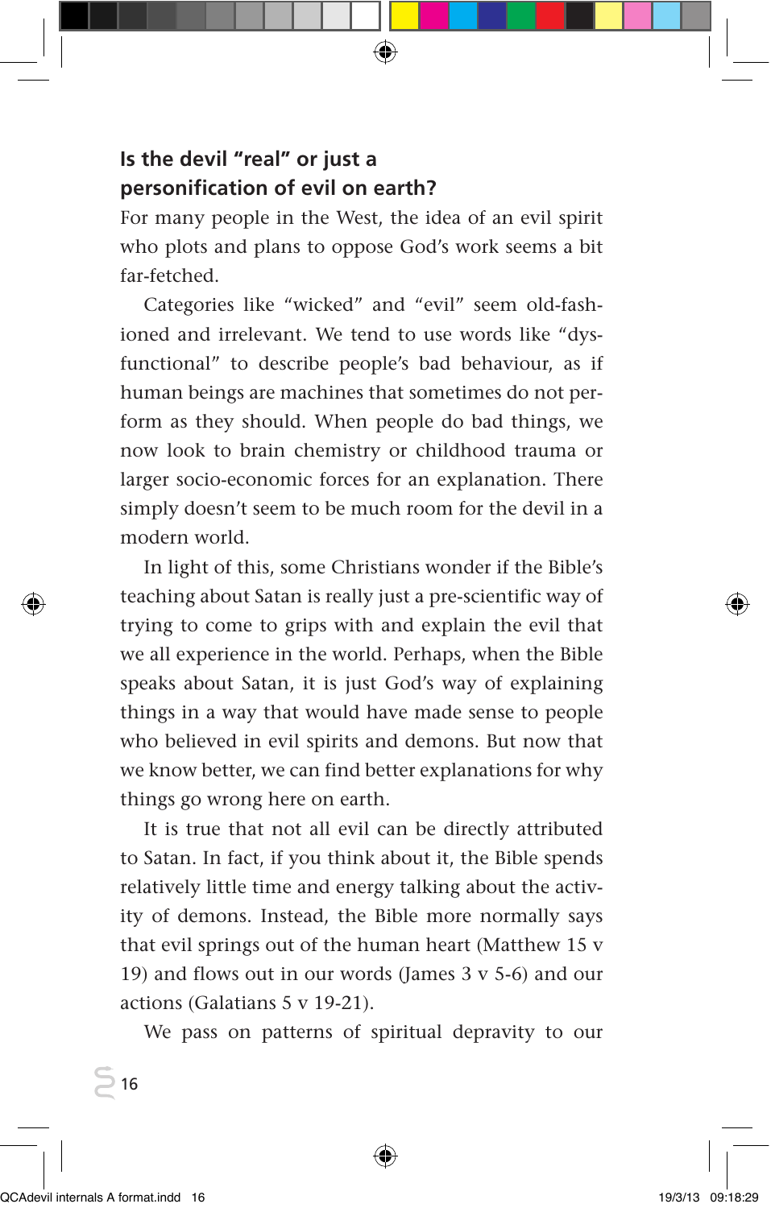## Is the devil "real" or just a personification of evil on earth?

For many people in the West, the idea of an evil spirit who plots and plans to oppose God's work seems a bit far-fetched.

Categories like "wicked" and "evil" seem old-fashioned and irrelevant. We tend to use words like "dysfunctional" to describe people's bad behaviour, as if human beings are machines that sometimes do not perform as they should. When people do bad things, we now look to brain chemistry or childhood trauma or larger socio-economic forces for an explanation. There simply doesn't seem to be much room for the devil in a modern world.

In light of this, some Christians wonder if the Bible's teaching about Satan is really just a pre-scientific way of trying to come to grips with and explain the evil that we all experience in the world. Perhaps, when the Bible speaks about Satan, it is just God's way of explaining things in a way that would have made sense to people who believed in evil spirits and demons. But now that we know better, we can find better explanations for why things go wrong here on earth.

It is true that not all evil can be directly attributed to Satan. In fact, if you think about it, the Bible spends relatively little time and energy talking about the activity of demons. Instead, the Bible more normally says that evil springs out of the human heart (Matthew 15 v 19) and flows out in our words (James 3 v 5-6) and our actions (Galatians 5 v 19-21).

We pass on patterns of spiritual depravity to our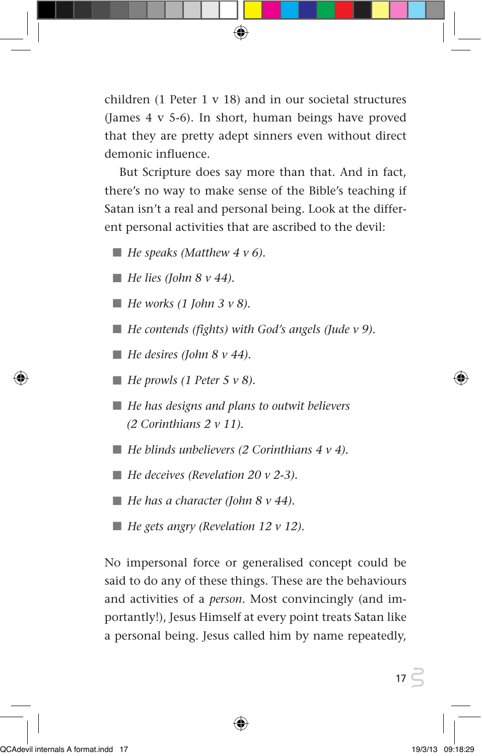children (1 Peter 1 v 18) and in our societal structures (James 4 v 5-6). In short, human beings have proved that they are pretty adept sinners even without direct demonic influence.

But Scripture does say more than that. And in fact, there's no way to make sense of the Bible's teaching if Satan isn't a real and personal being. Look at the different personal activities that are ascribed to the devil:

- *He speaks (Matthew 4 v 6).*
- *He lies (John 8 v 44).*
- *He works (1 John 3 v 8).*
- *He contends (fights) with God's angels (Jude v 9).*
- *He desires (John 8 v 44).*
- *He prowls (1 Peter 5 v 8).*
- *He has designs and plans to outwit believers (2 Corinthians 2 v 11).*
- *He blinds unbelievers (2 Corinthians 4 v 4).*
- *He deceives (Revelation 20 v 2-3).*
- *He has a character (John 8 v 44).*
- *He gets angry (Revelation 12 v 12).*

No impersonal force or generalised concept could be said to do any of these things. These are the behaviours and activities of a *person*. Most convincingly (and importantly!), Jesus Himself at every point treats Satan like a personal being. Jesus called him by name repeatedly,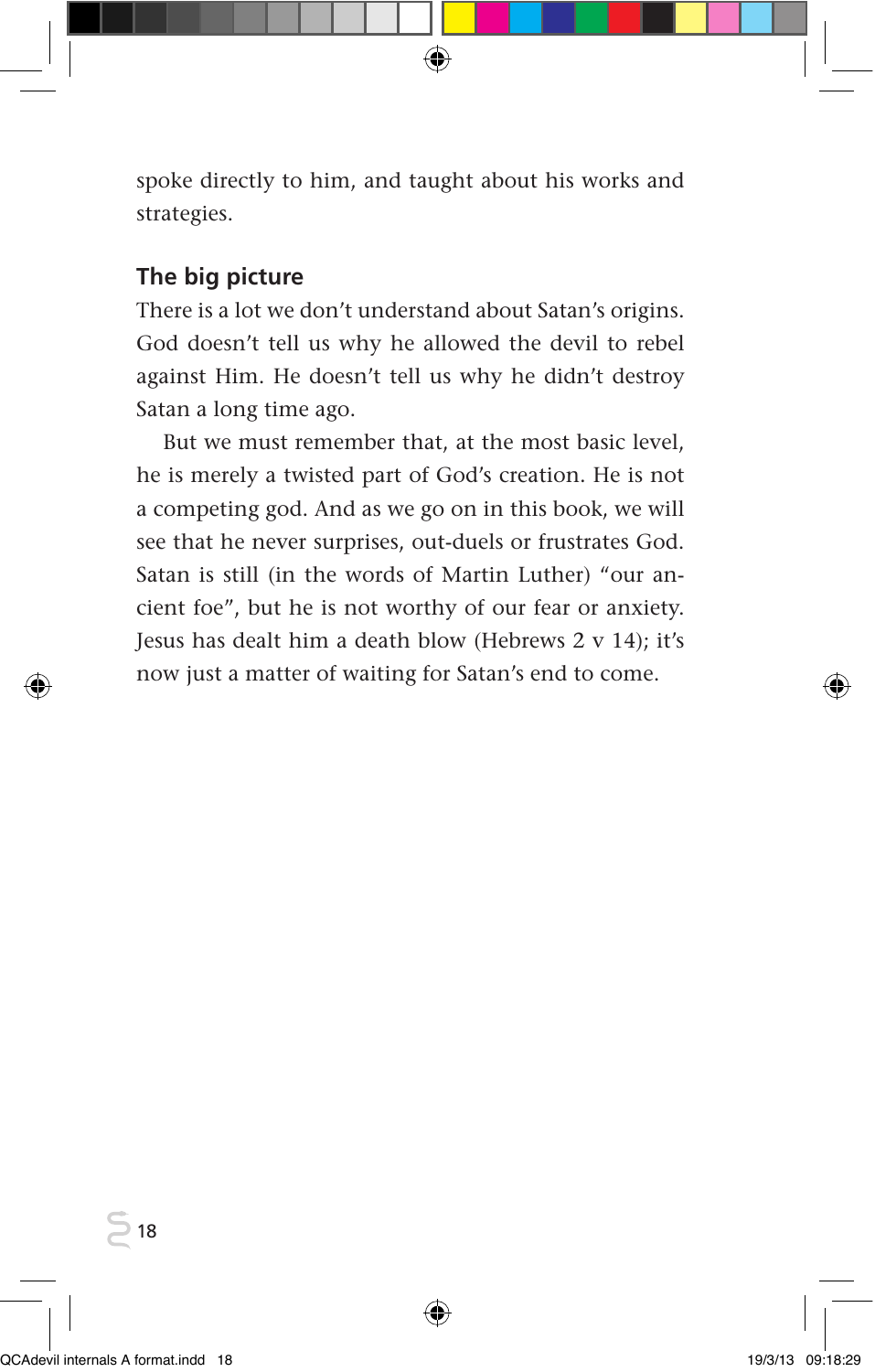spoke directly to him, and taught about his works and strategies.

## The big picture

There is a lot we don't understand about Satan's origins. God doesn't tell us why he allowed the devil to rebel against Him. He doesn't tell us why he didn't destroy Satan a long time ago.

But we must remember that, at the most basic level, he is merely a twisted part of God's creation. He is not a competing god. And as we go on in this book, we will see that he never surprises, out-duels or frustrates God. Satan is still (in the words of Martin Luther) "our ancient foe", but he is not worthy of our fear or anxiety. Jesus has dealt him a death blow (Hebrews 2 v 14); it's now just a matter of waiting for Satan's end to come.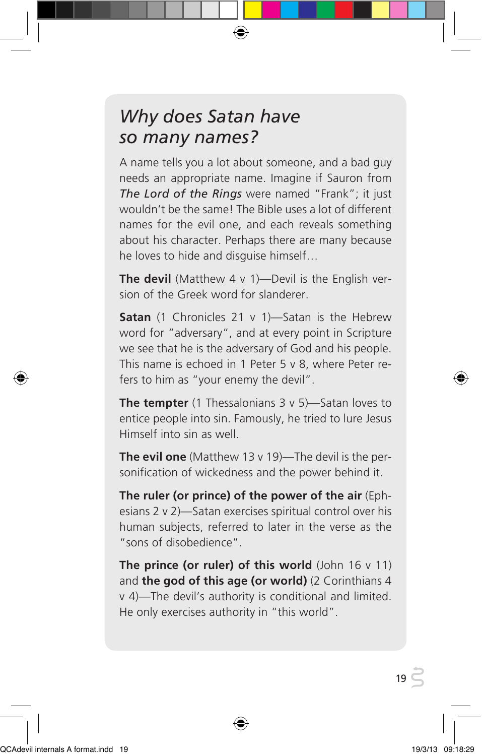# *Why does Satan have so many names?*

A name tells you a lot about someone, and a bad guy needs an appropriate name. Imagine if Sauron from *The Lord of the Rings* were named "Frank"; it just wouldn't be the same! The Bible uses a lot of different names for the evil one, and each reveals something about his character. Perhaps there are many because he loves to hide and disguise himself…

**The devil** (Matthew 4 v 1)—Devil is the English version of the Greek word for slanderer.

**Satan** (1 Chronicles 21 v 1)—Satan is the Hebrew word for "adversary", and at every point in Scripture we see that he is the adversary of God and his people. This name is echoed in 1 Peter 5 v 8, where Peter refers to him as "your enemy the devil".

**The tempter** (1 Thessalonians 3 v 5)—Satan loves to entice people into sin. Famously, he tried to lure Jesus Himself into sin as well.

**The evil one** (Matthew 13 v 19)—The devil is the personification of wickedness and the power behind it.

**The ruler (or prince) of the power of the air** (Ephesians 2 v 2)—Satan exercises spiritual control over his human subjects, referred to later in the verse as the "sons of disobedience".

**The prince (or ruler) of this world** (John 16 v 11) and **the god of this age (or world)** (2 Corinthians 4 v 4)—The devil's authority is conditional and limited. He only exercises authority in "this world".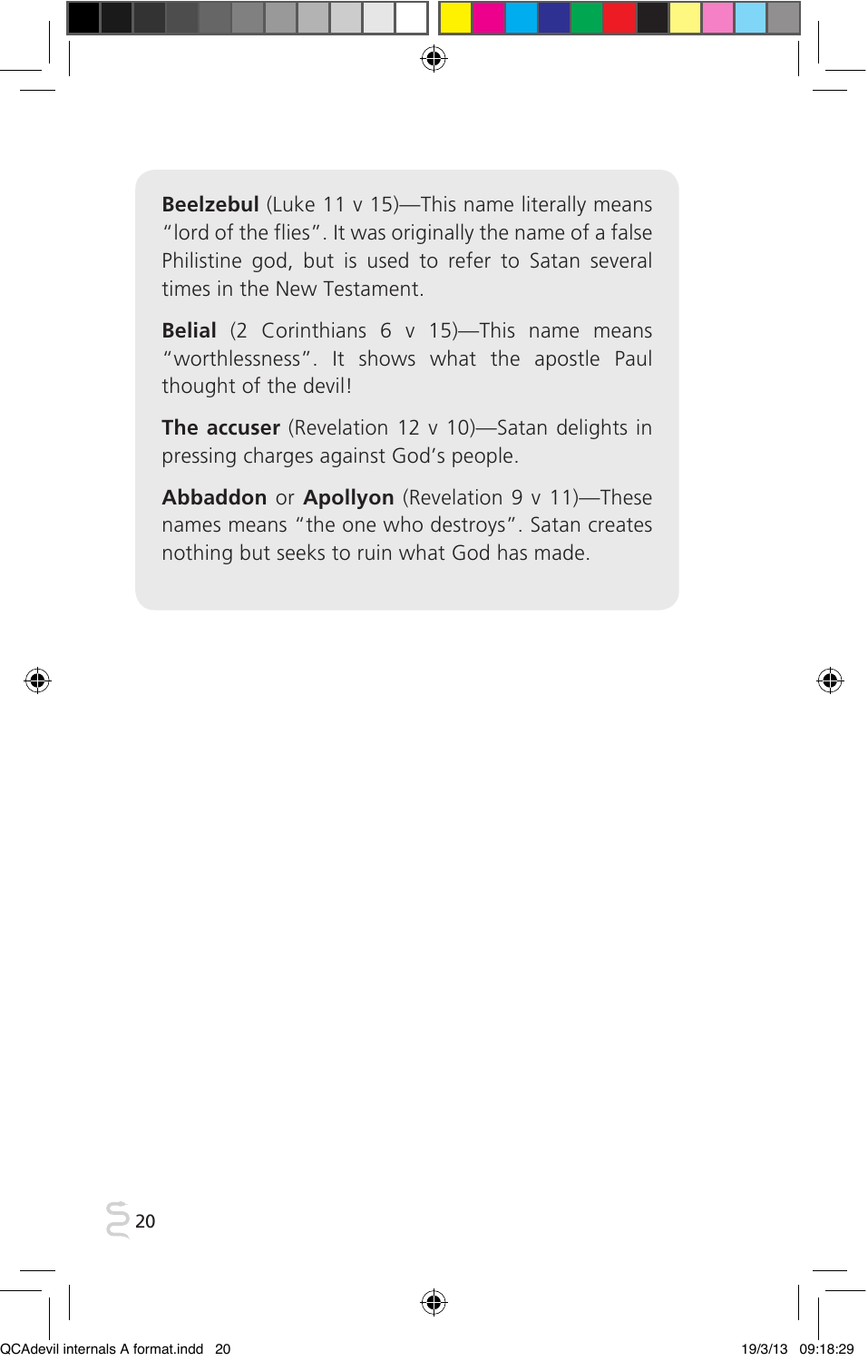**Beelzebul** (Luke 11 v 15)—This name literally means "lord of the flies". It was originally the name of a false Philistine god, but is used to refer to Satan several times in the New Testament.

**Belial** (2 Corinthians 6 v 15)—This name means "worthlessness". It shows what the apostle Paul thought of the devil!

**The accuser** (Revelation 12 v 10)—Satan delights in pressing charges against God's people.

**Abbaddon** or **Apollyon** (Revelation 9 v 11)—These names means "the one who destroys". Satan creates nothing but seeks to ruin what God has made.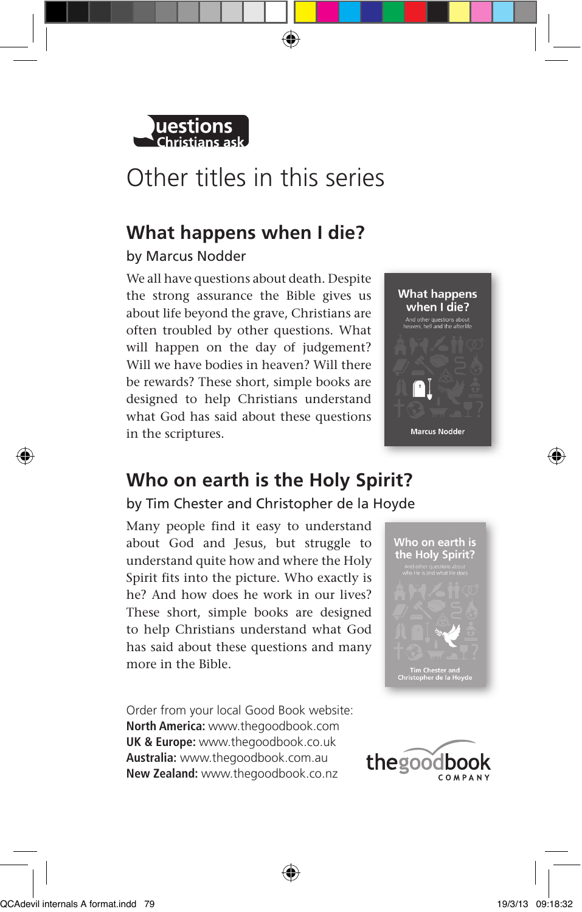Questions Christians ask

# Other titles in this series

## What happens when I die?

by Marcus Nodder

We all have questions about death. Despite the strong assurance the Bible gives us about life beyond the grave, Christians are often troubled by other questions. What will happen on the day of judgement? Will we have bodies in heaven? Will there be rewards? These short, simple books are designed to help Christians understand what God has said about these questions in the scriptures.

What happens when I die?
And other questions about heaven, hell and the afterlife
Marcus Nodder

## Who on earth is the Holy Spirit?

by Tim Chester and Christopher de la Hoyde

Many people find it easy to understand about God and Jesus, but struggle to understand quite how and where the Holy Spirit fits into the picture. Who exactly is he? And how does he work in our lives? These short, simple books are designed to help Christians understand what God has said about these questions and many more in the Bible.

Who on earth is the Holy Spirit?
And other questions about who He is and what He does
Tim Chester and Christopher de la Hoyde

Order from your local Good Book website:
**North America:** www.thegoodbook.com
**UK & Europe:** www.thegoodbook.co.uk
**Australia:** www.thegoodbook.com.au
**New Zealand:** www.thegoodbook.co.nz

thegoodbook COMPANY